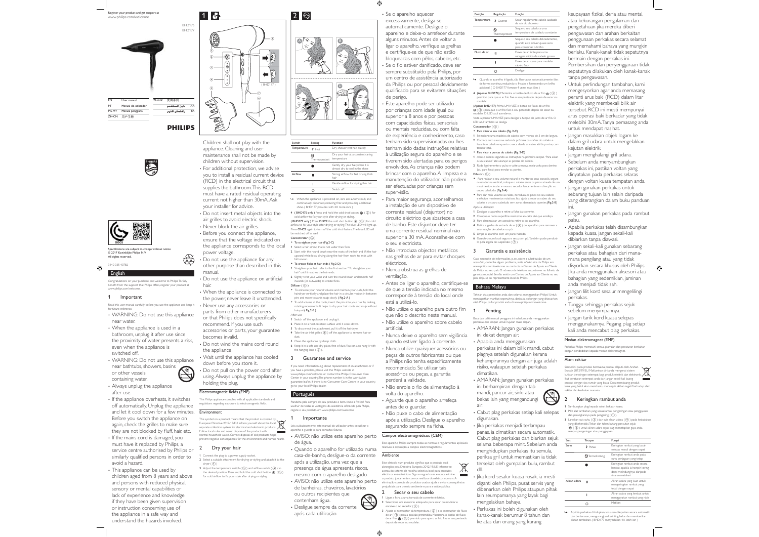Register your product and get support at
www.philips.com/welcome

BHD176
BHD177

| | | | |
|---|---|---|---|
| EN | User manual | ZH-HK | 使用手冊 |
| PT | Manual do utilizador | AR | دليل المستخدم |
| MS-MY | Manual pengguna | FA | راهنمای کاربر |
| ZH-CN | 用户手册 | | |

PHILIPS

Specifications are subject to change without notice
© 2017 Koninklijke Philips N.V.
All rights reserved.

3140 035 40782

## English

Congratulations on your purchase, and welcome to Philips! To fully benefit from the support that Philips offers, register your product at www.philips.com/welcome.

### 1 Important

Read this user manual carefully before you use the appliance and keep it for future reference.

- WARNING: Do not use this appliance near water.
- When the appliance is used in a bathroom, unplug it after use since the proximity of water presents a risk, even when the appliance is switched off.
- WARNING: Do not use this appliance near bathtubs, showers, basins or other vessels containing water.
- Always unplug the appliance after use.
- If the appliance overheats, it switches off automatically. Unplug the appliance and let it cool down for a few minutes. Before you switch the appliance on again, check the grilles to make sure they are not blocked by fluff, hair, etc.
- If the mains cord is damaged, you must have it replaced by Philips, a service centre authorised by Philips or similarly qualified persons in order to avoid a hazard.
- This appliance can be used by children aged from 8 years and above and persons with reduced physical, sensory or mental capabilities or lack of experience and knowledge if they have been given supervision or instruction concerning use of the appliance in a safe way and understand the hazards involved. Children shall not play with the appliance. Cleaning and user maintenance shall not be made by children without supervision.
- For additional protection, we advise you to install a residual current device (RCD) in the electrical circuit that supplies the bathroom. This RCD must have a rated residual operating current not higher than 30mA. Ask your installer for advice.
- Do not insert metal objects into the air grilles to avoid electric shock.
- Never block the air grilles.
- Before you connect the appliance, ensure that the voltage indicated on the appliance corresponds to the local power voltage.
- Do not use the appliance for any other purpose than described in this manual.
- Do not use the appliance on artificial hair.
- When the appliance is connected to the power, never leave it unattended.
- Never use any accessories or parts from other manufacturers or that Philips does not specifically recommend. If you use such accessories or parts, your guarantee becomes invalid.
- Do not wind the mains cord round the appliance.
- Wait until the appliance has cooled down before you store it.
- Do not pull on the power cord after using. Always unplug the appliance by holding the plug.

#### Electromagnetic fields (EMF)

This Philips appliance complies with all applicable standards and regulations regarding exposure to electromagnetic fields.

#### Environment

This symbol on a product means that the product is covered by European Directive 2012/19/EU. Inform yourself about the local separate collection system for electrical and electronic products. Follow local rules and never dispose of the product with normal household waste. Correct disposal of old products helps prevent negative consequences for the environment and human health.

### 2 Dry your hair

1 Connect the plug to a power supply socket.
2 Select a suitable attachment for drying or styling and attach it to the dryer (①).
3 Adjust the temperature switch (③) and airflow switch (④) to the desired position. Press and hold the cold shot button ❄ (②) for cold airflow to fix your style after drying or styling.

| Switch | Setting | Function |
|---|---|---|
| Temperature | Hot | Dry shower-wet hair quickly |
| | Thermoprotect | Dry your hair at a constant caring temperature |
| | ● | Gently dry your hair, when it is almost dry to seal in the shine |
| Airflow | II | Strong airflow for fast drying thick hair |
| | I | Gentle airflow for styling thin hair |
| | O | Switch off |

↳ When the appliance is powered on, ions are automatically and continuously dispensed, reducing frizz and providing additional shine. ( BHD177 provides with 4X more ions )

4 ( BHD176 only ) Press and hold the cold shot button ❄ (②) for cold airflow to fix your style after drying or styling.

( BHD177 only ) Press ONCE the cold shot button ❄ (②) for cold airflow to fix your style after drying or styling. The blue LED will light up. Press ONCE again to turn off the cold shot feature. The blue LED will be switched off as well.

Concentrator (⑥)

- To straighten your hair (Fig.2-C)

1 Select a hair strand that is not wider than 5cm.
2 Start with the round brush near the roots of the hair and lift the hair upward while blow drying along the hair from roots to ends with full tension.

- To create flicks at hair ends (Fig.2-D)

1 Straighten your hair refer to the first section " To straighten your hair" until it reaches the hair ends.
2 Slightly twist your wrist and turn the round brush underneath half inwards (or outwards) to create flicks.

Diffuser (⑤)

- To enhance your natural volume and maintain your curls, hold the hairdryer vertically and place the hair in a circular motion in between pins and move towards scalp slowly ( Fig.2-A )
- To add volume at the roots, insert the pins into your hair by making rotating movements. It helps to dry your hair roots and scalp without hotspots( Fig.2-B )

After use:

1 Switch off the appliance and unplug it.
2 Place it on a heat-resistant surface until it cools down.
3 To disconnect the attachment, pull it off the hairdryer.
4 Take the air inlet grille (⑧) off the appliance to remove hair or dust.
5 Clean the appliance by damp cloth.
6 Keep it in a safe and dry place, free of dust. You can also hang it with the hanging loop (⑦).

### 3 Guarantee and service

If you need information e.g. about replacement of an attachment or if you have a problem, please visit the Philips website at www.philips.com/welcome or contact the Philips Consumer Care Center in your country. The phone number is in the worldwide guarantee leaflet. If there is no Consumer Care Centre in your country, go to your local Philips dealer.

## Português

Parabéns pela compra do seu produto e bem-vindo à Philips! Para usufruir de todas as vantagens da assistência oferecida pela Philips, registe o seu produto em www.philips.com/welcome.

### 1 Importante

Leia cuidadosamente este manual do utilizador antes de utilizar o aparelho e guarde-o para consultas futuras.

- AVISO: não utilize este aparelho perto de água.
- Quando o aparelho for utilizado numa casa-de-banho, desligue-o da corrente após a utilização, uma vez que a presença de água apresenta riscos, mesmo com o aparelho desligado.
- AVISO: não utilize este aparelho perto de banheiras, chuveiros, lavatórios ou outros recipientes que contenham água.
- Desligue sempre da corrente após cada utilização.
- Se o aparelho aquecer excessivamente, desliga-se automaticamente. Desligue o aparelho e deixe-o arrefecer durante alguns minutos. Antes de voltar a ligar o aparelho, verifique as grelhas e certifique-se de que não estão bloqueadas com pêlos, cabelos, etc.
- Se o fio estiver danificado, deve ser sempre substituído pela Philips, por um centro de assistência autorizado da Philips ou por pessoal devidamente qualificado para se evitarem situações de perigo.
- Este aparelho pode ser utilizado por crianças com idade igual ou superior a 8 anos e por pessoas com capacidades físicas, sensoriais ou mentais reduzidas, ou com falta de experiência e conhecimento, caso tenham sido supervisionadas ou lhes tenham sido dadas instruções relativas à utilização segura do aparelho e se tiverem sido alertadas para os perigos envolvidos. As crianças não podem brincar com o aparelho. A limpeza e a manutenção do utilizador não podem ser efectuadas por crianças sem supervisão.
- Para maior segurança, aconselhamos a instalação de um dispositivo de corrente residual (disjuntor) no circuito eléctrico que abastece a casa de banho. Este disjuntor deve ter uma corrente residual nominal não superior a 30 mA. Aconselhe-se com o seu electricista.
- Não introduza objectos metálicos nas grelhas de ar para evitar choques eléctricos.
- Nunca obstrua as grelhas de ventilação.
- Antes de ligar o aparelho, certifique-se de que a tensão indicada no mesmo corresponde à tensão do local onde está a utilizá-lo.
- Não utilize o aparelho para outro fim que não o descrito neste manual.
- Não utilize o aparelho sobre cabelo artificial.
- Nunca deixe o aparelho sem vigilância quando estiver ligado à corrente.
- Nunca utilize quaisquer acessórios ou peças de outros fabricantes ou que a Philips não tenha especificamente recomendado. Se utilizar tais acessórios ou peças, a garantia perderá a validade.
- Não enrole o fio de alimentação à volta do aparelho.
- Aguarde que o aparelho arrefeça antes de o guardar.
- Não puxe o cabo de alimentação após a utilização. Desligue o aparelho segurando sempre na ficha.

#### Campos electromagnéticos (CEM)

Este aparelho Philips cumpre todas as normas e regulamentos aplicáveis relativos à exposição a campos electromagnéticos.

#### Ambiente

Este símbolo num produto significa que o produto está abrangido pela Directiva Europeia 2012/19/UE. Informe-se acerca do sistema de recolha selectiva local para produtos eléctricos e electrónicos. Siga as regras locais e nunca elimine o produto juntamente com os resíduos domésticos comuns. A eliminação correcta de produtos usados ajuda a evitar consequências prejudiciais para o meio ambiente e para a saúde pública.

### 2 Secar o seu cabelo

1 Ligue a ficha a uma tomada de corrente eléctrica.
2 Seleccione um acessório adequado para secar ou modelar e encaixe-o no secador (①).
3 Ajuste o interruptor da temperatura (③) e o interruptor do fluxo de ar (④) para a posição pretendida. Mantenha o botão de fluxo de ar frio ❄ (②) premido para que o ar frio fixe o seu penteado depois de secar ou modelar.

| Posição | Regulação | Função |
|---|---|---|
| Temperatura | Quente | Secar rapidamente cabelo acabado de sair do chuveiro |
| | Thermoprotect | Secar o seu cabelo a uma temperatura de cuidado constante |
| | ● | Secar o seu cabelo delicadamente, quando este estiver quase seco para conservar o brilho |
| Fluxo de ar | II | Fluxo de ar forte para uma secagem rápida de cabelo grosso |
| | I | Fluxo de ar suave para modelar cabelo fino |
| | O | Desligar |

↳ Quando o aparelho é ligado, são libertados automaticamente iões de forma contínua, reduzindo o frisado e fornecendo um brilho adicional. ( O BHD177 fornece 4 vezes mais iões )

4 (Apenas BHD176) Mantenha o botão de fluxo de ar frio ❄ (②) premido para que o ar frio fixe o seu penteado depois de secar ou modelar.

(Apenas BHD177) Prima UMA VEZ o botão de fluxo de ar frio ❄ (②) para que o ar frio fixe o seu penteado depois de secar ou modelar. O LED azul acende-se.
Volte a premir UMA VEZ para desligar a função de jacto de ar frio. O LED azul também se desliga.

Concentrador (⑥)

- Para alisar o seu cabelo (Fig. 2-C)

1 Seleccione uma madeixa de cabelo com menos de 5 cm de largura.
2 Comece com a escova redonda próxima das raízes do cabelo e levante o cabelo enquanto o seca desde as raízes até às pontas, com tensão total.

- Para virar a pontas do cabelo (Fig. 2-D)

1 Alise o cabelo segundo as instruções na primeira secção "Para alisar o seu cabelo" até alcançar as pontas do cabelo.
2 Rode ligeiramente o pulso e volte a escova meia-volta para dentro (ou para fora) para enrolar as pontas.

Difusor (⑤)

- Para realçar o seu volume natural e manter os seus caracóis, segure o secador na vertical, coloque o cabelo entre os pinos através de um movimento circular e mova o secador lentamente em direcção ao couro cabeludo (Fig. 2-A)
- Para dar mais volume às raízes, introduza os pinos no seu cabelo e efectue movimentos rotativos. Isto ajuda a secar as raízes do seu cabelo e o couro cabeludo sem zonas demasiado quentes(Fig.2-B)

Após a utilização:

1 Desligue o aparelho e retire a ficha da corrente.
2 Coloque-o numa superfície resistente ao calor até que arrefeça.
3 Para desencaixar um acessório, retire-o do aparelho.
4 Retire a grelha de entrada de ar (⑧) do aparelho para remover a acumulação de cabelos ou pó.
5 Limpe o aparelho com um pano húmido.
6 Guarde-o num local seguro e seco, sem pó. Também pode pendurá-lo pela argola de suspensão (⑦).

### 3 Garantia e assistência

Caso necessite de informações, p. ex. sobre a substituição de um acessório, ou tenha algum problema, visite o Web site da Philips em www.philips.com/welcome ou contacte o Centro de Apoio ao Cliente da Philips no seu país. O número de telefone encontra-se no folheto da garantia mundial. Se não existir um Centro de Apoio ao Cliente no seu país, dirija-se ao representante local da Philips.

## Bahasa Melayu

Tahniah atas pembelian anda dan selamat menggunakan Philips! Untuk mendapatkan manfaat sepenuhnya daripada sokongan yang ditawarkan oleh Philips, daftar produk anda di www.philips.com/welcome.

### 1 Penting

Baca dan teliti manual pengguna ini sebelum anda menggunakan perkakas dan simpan untuk rujukan masa depan.

- AMARAN: Jangan gunakan perkakas ini dekat dengan air.
- Apabila anda menggunakan perkakas ini dalam bilik mandi, cabut plagnya setelah digunakan kerana kehampirannya dengan air juga adalah risiko, walaupun setelah perkakas dimatikan.
- AMARAN: Jangan gunakan perkakas ini berhampiran dengan tab mandi, pancur air, sinki atau bekas lain yang mengandungi air.
- Cabut plag perkakas setiap kali selepas digunakan.
- Jika perkakas menjadi terlampau panas, ia dimatikan secara automatik. Cabut plag perkakas dan biarkan sejuk selama beberapa minit. Sebelum anda menghidupkan perkakas itu semula, periksa gril untuk memastikan ia tidak tersekat oleh gumpalan bulu, rambut dll.
- Jika kord sesalur kuasa rosak, ia mesti diganti oleh Philips, pusat servis yang dibenarkan oleh Philips ataupun pihak lain seumpamanya yang layak bagi mengelakkan bahaya.
- Perkakas ini boleh digunakan oleh kanak-kanak berumur 8 tahun dan ke atas dan orang yang kurang keupayaan fizikal, deria atau mental, atau kekurangan pengalaman dan pengetahuan jika mereka diberi pengawasan dan arahan berkaitan penggunaan perkakas secara selamat dan memahami bahaya yang mungkin berlaku. Kanak-kanak tidak sepatutnya bermain dengan perkakas ini. Pembersihan dan penyenggaraan tidak sepatutnya dilakukan oleh kanak-kanak tanpa pengawasan.
- Untuk perlindungan tambahan, kami mengesyorkan agar anda memasang peranti arus baki (RCD) dalam litar elektrik yang membekali bilik air tersebut. RCD ini mesti mempunyai arus operasi baki berkadar yang tidak melebihi 30mA. Tanya pemasang anda untuk mendapat nasihat.
- Jangan masukkan objek logam ke dalam gril udara untuk mengelakkan kejutan elektrik.
- Jangan menghalangi gril udara.
- Sebelum anda menyambungkan perkakas ini, pastikan voltan yang dinyatakan pada perkakas selaras dengan voltan kuasa tempatan anda.
- Jangan gunakan perkakas untuk sebarang tujuan lain selain daripada yang diterangkan dalam buku panduan ini.
- Jangan gunakan perkakas pada rambut palsu.
- Apabila perkakas telah disambungkan kepada kuasa, jangan sekali-kali dibiarkan tanpa diawasi.
- Jangan sekali-kali gunakan sebarang perkakas atau bahagian dari mana-mana pengilang atau yang tidak disyorkan secara khusus oleh Philips. Jika anda menggunakan aksesori atau bahagian yang sedemikian, jaminan anda menjadi tidak sah.
- Jangan lilit kord sesalur mengelilingi perkakas.
- Tunggu sehingga perkakas sejuk sebelum menyimpannya.
- Jangan tarik kord kuasa selepas menggunakannya. Pegang plag setiap kali anda mencabut plag perkakas.

#### Medan elektromagnet (EMF)

Perkakas Philips mematuhi semua piawaian dan peraturan berkaitan dengan pendedahan kepada medan elektromagnet.

#### Alam sekitar

Simbol ini pada produk bermakna produk diliputi oleh Arahan Eropah 2012/19/EU. Maklumkan diri anda mengenai sistem kutipan berasingan setempat bagi produk elektrik dan elektronik. Ikut peraturan setempat anda dan jangan sekali-kali buang produk dengan sisa rumah yang biasa. Cara membuang produk lama yang betul akan membantu mencegah akibat negatif terhadap alam sekitar dan kesihatan manusia.

### 2 Keringkan rambut anda

1 Sambungkan plag kepada soket bekalan kuasa.
2 Pilih alat tambahan yang sesuai untuk pengeringan atau penggayaan dan pasangkannya pada pengering (①).
3 Laraskan suis suhu (③) dan suis aliran udara (④) pada kedudukan yang dikehendaki. Tekan dan tahan butang pancutan sejuk ❄ (②) untuk aliran udara sejuk bagi menetapkan gaya anda selepas pengeringan atau penggayaan.

| Suis | Tetapan | Fungsi |
|---|---|---|
| Suhu | Panas | Keringkan rambut yang basah selepas mandi dengan cepat |
| | Termolindung | Keringkan rambut anda pada suhu penjagaan yang tetap |
| | ● | Keringkan rambut anda secara lembut, apabila ia hampir kering demi melindunginya daripada sinaran matahari |
| Aliran udara | II | Aliran udara yang kuat untuk mengeringkan rambut yang tebal dengan cepat |
| | I | Aliran udara yang lembut untuk menggayakan rambut yang nipis |
| | O | Matikan |

↳ Apabila perkakas dihidupkan, ion akan dilepaskan secara automatik dan berterusan, mengurangkan keriting halus dan memberikan kilatan tambahan. ( BHD177 menyediakan 4X lebih ion )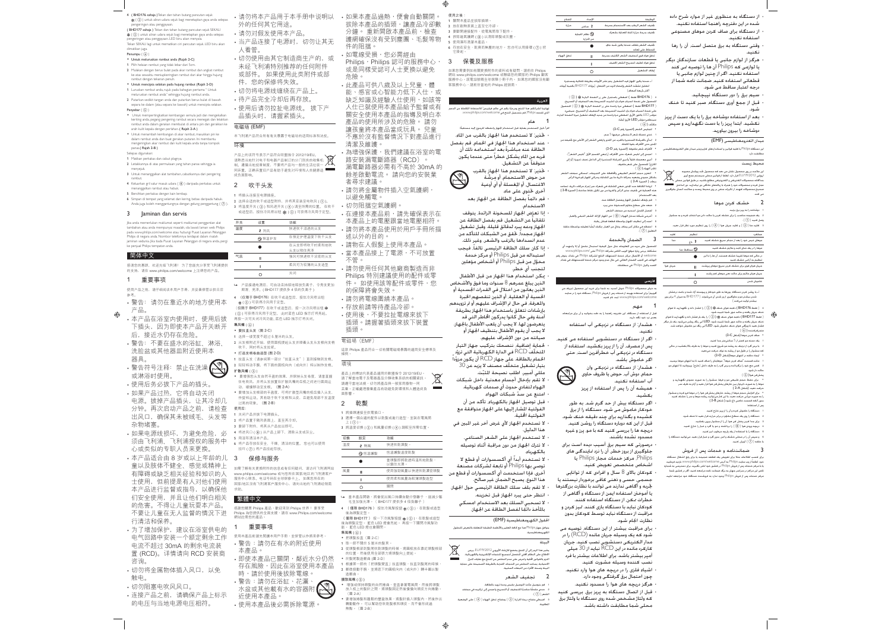4 (BHD176 sahaja) Tekan dan tahan butang pancutan sejuk ❄ (③) untuk aliran udara sejuk bagi menetapkan gaya anda selepas pengeringan atau penggayaan.

(BHD177 sahaja) Tekan dan tahan butang pancutan sejuk SEKALI ❄ (③) untuk aliran udara sejuk bagi menetapkan gaya anda selepas pengeringan atau penggayaan.LED biru akan menyala.

Tekan SEKALI lagi untuk mematikan ciri pancutan sejuk. LED biru akan dimatikan juga.

**Penumpu (⑥)**

- **Untuk meluruskan rambut anda (Rajah 2-C)**

1 Pilih tetapan rambut yang tidak lebar dari 5cm.

2 Pluskan dengan berus bulat pada akar rambut dan angkat rambut ke atas sewaktu menyapukan pengering rambut dari akar hingga hujung rambut dengan penumpu.

- **Untuk mencipta selekan pada hujung rambut (Rajah 2-D)**

1 Luruskan rambut anda, naik pada bahagian pertama " Untuk meluruskan rambut anda" sehingga hujung rambut anda.

2 Putarkan sedikit tangan anda dan putarkan berus bulat di bawah separa ke dalam (atau separa ke bawah) untuk mencipta selekan.

**Penyebar (⑤)**

- Untuk memperlihatkan lembangan semula jadi dan mengekalkan keriting anda, pegang pengering rambut secara menegak dan letakkan rambut anda dalam gerakan membulat di antara pin dan gerakkan ke arah kulit kepala dengan perlahan (Rajah 2-A)
- Untuk menambah kembangan di akar rambut, masukkan pin ke dalam rambut anda dan buat gerakan putaran. Ini membantu mengeringkan akar rambut dan kulit kepala anda tanpa pompok panas(Rajah 2-B)

Selepas digunakan:

1 Matikan perkakas dan cabut plagnya.

2 Letakkannya di atas permukaan yang tahan panas sehingga ia menyejuk.

3 Untuk menanggalkan alat tambahan, cabutkannya dan pengering rambut.

4 Keluarkan grill salur masuk udara (④) daripada perkakas untuk menanggalkan rambut atau habuk.

5 Bersihkan perkakas dengan kain lembap.

6 Simpan di tempat yang selamat dan kering, bebas daripada habuk. Anda juga boleh menggantungnya dengan gelung penggantung (⑦).

## 3 Jaminan dan servis

Jika anda memerlukan maklumat seperti maklumat penggantian alat tambahan atau anda mempunyai masalah, sila lawati laman web Philips pada www.philips.com/welcome atau hubungi Pusat Layanan Pelanggan Philips di negara anda. Nombor telefonnya terdapat dalam risalah jaminan sedunia.Jika tiada Pusat Layanan Pelanggan di negara anda, pergi ke pengedar Philips tempatan anda.

# 简体中文

感谢您的惠顾，欢迎光临飞利浦！为了您能充分享受飞利浦提供的支持，请在 www.philips.com/welcome 上注册您的产品。

## 1 重要事项

使用产品之前，请仔细阅读本用户手册，并妥善保管以供日后参考。

- 警告：请勿在靠近水的地方使用本产品。
- 本产品在浴室内使用时，使用后应拔下插头，因为即使本产品开关断开后，靠近水仍存在危险。
- 警告：不要在盛水的浴缸、淋浴、洗脸盆或其他器皿附近使用本器具。
- 警告符号注释：禁止在洗澡或淋浴时使用。
- 使用后务必拔下产品的插头。
- 如果产品过热，它将自动关闭电源。请拔下产品插头，让其冷却几分钟。再次启动产品之前，请检查出风口，确保其未被绒毛、头发等杂物堵塞。
- 如果电源线损坏，为避免危险，必须由飞利浦、飞利浦授权的服务中心或类似的专职人员来更换。
- 本产品适合由 8 岁或以上年龄的儿童以及肢体不健全、感觉或精神上有障碍或缺乏相关经验和知识的人士使用，但前提是有人对他们使用本产品进行监督或指导，以确保他们安全使用，并且让他们明白相关的危险。不得让儿童玩耍本产品。不要让儿童在无人监督的情况下进行清洁和维护。
- 为了增加保护，建议在浴室供电的电气回路中安装一个额定剩余工作电流不超过 30mA 的剩余电流装置 (RCD)。详情请向 RCD 安装商咨询。
- 切勿将金属物体插入风口，以免触电。
- 切勿阻塞电吹风风口。
- 连接产品之前，请确保产品上标示的电压与当地电源电压相符。
- 请勿将本产品用于本手册中说明以外的任何其它用途。
- 请勿对假发使用本产品。
- 当产品连接了电源时，切勿让其无人看管。
- 切勿使用由其它制造商生产的、或未经飞利浦特别推荐的任何附件或部件。如果使用此类附件或部件，您的保修将失效。
- 切勿将电源线缠绕在产品上。
- 待产品完全冷却后再存放。
- 使用后请勿拉扯电源线。拔下产品插头时，请握紧插头。

### 电磁场 (EMF)

本飞利浦产品符合所有有关电磁场的适用标准和法规。

### 环境

产品上的这个符号表示产品符合欧盟指令 2012/19/EU。遵照您当地针对电子和电器产品的分类收集规则。遵循当地规定并切勿将产品与普通生活垃圾一起弃置。正确弃置旧产品有助于避免对环境和人类健康造成负面影响。

## 2 吹干头发

1 将插头连接至电源插座。

2 选择合适的气流设置和温度设置，并将其设置至合适位置（①）。

3 将温度开关（③）和风速开关（④）调至所需的位置。在吹干或造型后，按住冷风喷出钮 ❄（③）可获得冷风用于定型。

| 开关 | 设置 | 功能 |
|---|---|---|
| 温度 | 热风 | 快速吹干湿透的头发 |
| | 恒温护发 | 在恒定护理温度下吹干头发 |
| | ❄ | 在头发吹干后用冷风定型 |
| 气流 | II | 强风可快速吹干湿透的头发 |
| | I | 柔风可为短发造型 |
| | O | 关闭 |

→ 产品温度稳定时，可由指示灯显示温度已达到，专有凉风出温度。

4 （仅限于 BHD176）在吹干或造型后，按住冷风喷出钮 ❄（③）可获得冷风用于定型。

（仅限于 BHD177）在吹干或造型后，按一次冷风喷出钮 ❄（③）可获得冷风用于定型。此时蓝色 LED 指示灯将亮起。再按一次可关闭冷风功能。蓝色 LED 指示灯将熄灭。

**集风嘴（⑥）**

- 拉直头发（图 2-C）

1 选择一缕宽度不超过 5 厘米的头发。

2 从发根到发尖，使用圆梳提起头发并顺着头发从发根向发梢吹干，同时将头发拉直。

- 打造发梢卷曲造型（图 2-D）

1 拉直头发（遵循前第一部分"拉直头发"）直到接触到发梢。

2 轻轻转动手腕，将下面的圆梳向内（或向外）转以制作卷曲。

**扩散风嘴（⑤）**

- 要增强卷发头发自然卷曲的效果，请垂直握住电吹风，并将头发放置在扩散风嘴的齿状之间，以圆周方式移动（图 2-A）。
- 要增加头发根部的丰盈度，可将扩散风嘴的齿状插入头发，作旋转运动。这有助于吹干发根和头皮，且避免飞散不美观的发型（图 2-B）。

**使用后:**

1 关闭产品并拔下电源插头。

2 将产品放于耐热表面上，直至其冷却。

3 要卸下附件，将其从吹风机中拔出即可。

4 从产品上取下进风网（④），以清除毛发和灰尘。

5 用湿布清洁本产品。

6 将产品存放在安全、干燥、清洁的地方。您也可以使用挂环（⑦）将产品挂起存放。

## 3 保修与服务

如果需要某些服务或信息，例如附件更换或是有问题，请访问飞利浦网站 www.philips.com/welcome 或与您当地的飞利浦客户服务中心联系。电话号码位于全球保修卡上。如果您所在的国家/地区没有飞利浦客户服务中心，请向当地的飞利浦经销商求助。

# 繁體中文

感謝您購買 Philips 產品，歡迎來到 Philips 世界！請於 www.philips.com/welcome 註冊您的產品，以享有 Philips 提供的完整支援。

## 1 重要事項

使用本產品前請先詳閱本使用手冊，並保留以供日後參考。

- 警告：請勿在有水的附近使用本產品。
- 即使本產品已關閉，鄰近水分仍然存在風險，因此在浴室使用本產品時，請於使用後拔除電源。
- 警告：請勿在浴缸、花灑、水盆或其他載有水的容器附近使用本產品。
- 使用本產品後必需拔除電源。
- 如果本產品過熱，便會自動關閉。拔除本產品的插頭，讓其冷卻數分鐘。重新開啟本產品前，檢查護網確保沒有受到塵屑、毛髮等物件的阻塞。
- 如電線受損，您必須由 Philips、Philips 認可的服務中心，或是同樣受認可的人士更換以避免危險。
- 此產品可供八歲及以上兒童，體能、感官或心智能力低下人士，或缺乏知識及經驗人士使用，前提是有人在旁監督或有關安全使用本產品給予指導及明白本產品的使用所涉及的危險。請勿讓孩童將本產品當成玩具。兒童不應於沒有監督情況下對產品進行清潔及維護。
- 為增強保護，我們建議在浴室的電路安裝漏電斷路器（RCD）。漏電斷路器必需有不高於 30mA 的餘差啟動電流。請向您的安裝業者尋求建議。
- 請勿將金屬物品插入空氣護網，以避免觸電。
- 切勿阻擋空氣護網。
- 在連接本產品前，請先確保表示在本產品上的電壓跟當地電壓相符。
- 請勿將本產品使用於用戶手冊所描述以外的目的。
- 請勿在人假髮上使用本產品。
- 當本產品接上了電源，不可放置不管。
- 請勿使用任何其他廠商製造而非 Philips 特別建議使用的配件或零件。如使用該等配件或零件，您的保固將會失效。
- 請勿將電線纏繞本產品。
- 存放前請等待產品冷卻。
- 使用後，不要拉扯電線來拔下插頭。請握著插頭來拔下裝置插頭。

### 電磁場（EMF）

這款 Philips 產品符合一切有關電磁場的適用安全標準及規範。

### 環境

產品上的標誌代表產品符合歐盟指令 2012/19/EU。請了解當地電子及電機產品分類收集系統的相關規定。請遵守當地法規，切勿將產品與一般家用廢棄物一併丟棄。正確丟棄廢舊產品有助於防止對環境和人類健康造成負面影響。

## 2 乾髮

1 將插頭插入電源插座。

2 選擇一個合適的氣流和溫度設定（①）。

3 將溫度切換（③）和氣量切換（④）調整至所需位置。

| 切換 | 設定 | 功能 |
|---|---|---|
| 溫度 | 熱風 | 快速吹乾濕髮。 |
| | 恆溫護髮 | 恆溫護髮溫度吹乾。 |
| | ❄ | 套用冷風在髮型定型後，以固定造型。 |
| 風量 | II | 使用強風快速吹乾濕髮。 |
| | I | 使用柔和風量為短髮造型。 |
| | O | 關閉 |

→ 當本產品開啟，將會提出熱風自動達到溫度。

4 （僅限 BHD176）按住冷風噴射鈕 ❄（③），在乾髮或造型後冷風固定造型。

（僅限 BHD177）按一下冷風噴射鈕 ❄（③），在乾髮或造型後冷風固定造型。藍色 LED 燈會亮起。再按一下關閉冷風功能。藍色 LED 燈也會關閉。

**集風嘴（⑥）**

- 拉直頭髮（圖 2-C）

1 取一部不寬於 5 釐米的髮束。

2 從髮根順著圓梳向髮梢拉直髮絲，同時吹乾頭髮。

- 髮尾捲曲造型（圖 2-D）

1 依照第一部分「拉直頭髮」指示，直至髮尾。

2 輕轉手腕，將圓梳向內（或向外）轉，以製造捲曲。

**擴散風罩（⑤）**

- 增強波浪捲髮的自然捲度，垂直握住吹風機，將頭髮放入擴散罩齒縫之間，以畫圓方式移動（圖 2-A）。
- 要增加髮根的豐盈度，將擴散罩齒插入頭髮，作旋轉動作，可以幫助吹乾髮根和頭皮，而不會造成毛躁（圖 2-B）。

**使用之後：**

1 關閉本產品並拔除插頭。

2 將產品放在耐熱表面上直至冷卻。

3 要卸除附件，從吹風機拔下即可。

4 拆除進氣護網（④），以清除毛髮及灰塵。

5 使用濕布清潔本產品。

6 存放在安全、乾燥和無塵的地方。您亦可以用掛環（⑦）將本產品掛起存放。

## 3 保養及服務

如果您需要服務或資訊，或有任何問題，請造訪 Philips 網站 www.philips.com/welcome 或聯絡您所在國家的 Philips 客戶服務中心，您可以在全球保證書上找到電話號碼。如果您所在國家沒有客戶服務中心，請洽詢您當地的 Philips 經銷商。

# العربية

تهانينا لشرائك هذا المنتج ومرحبًا بك في Philips! للاستفادة بشكل تام من الدعم الذي تقدمه Philips، سجّل منتجك على www.philips.com/welcome.

## 1 هام

اقرأ دليل المستخدم بعناية قبل استخدام الجهاز واحتفظ به للرجوع إليه مستقبلاً.

- تحذير: لا تستخدم هذا الجهاز بالقرب من الماء.
- عند استخدام هذا الجهاز في الحمام، افصل الطاقة عنه مباشرة بعد استخدامه ذلك أن قربه من الماء يشكل خطرًا حتى عندما يكون متوقفًا عن التشغيل.
- تحذير: لا تستخدم هذا الجهاز بالقرب من حوض الاستحمام أو مرشّة الاغتسال أو المغسلة أو أي أوعية أخرى تحتوي على ماء.
- قم دائمًا بفصل الطاقة عن الجهاز بعد الاستخدام.
- إذا تعرّض الجهاز للسخونة الزائدة، يتوقف تلقائيًا عن التشغيل. افصل الطاقة عن الجهاز واتركه يبرد لدقائق قليلة. وقبل تشغيل الجهاز مجددًا، تحقق من الشبكات للتأكد من عدم انسدادها بالزغب والشعر وغير ذلك.
- إذا كان سلك الطاقة الرئيسي تالفًا فيجب استبداله من قبل Philips أو مركز خدمة مخوّل من قبل Philips أو أشخاص مؤهلين لتجنب أي خطر.
- يمكن استخدام هذا الجهاز من قبل الأطفال الذين يبلغ عمرهم 8 سنوات وما فوق والأشخاص الذين يعانون من اختلال في القدرات الجسدية أو الحسية أو العقلية، أو الذين تنقصهم الخبرة والمعرفة، في حال تم الإشراف عليهم أو تم تزويدهم بإرشادات تتعلق باستخدام هذا الجهاز بطريقة آمنة وفي حال كانوا يدركون المخاطر التي قد يتعرضون لها. لا يجب أن يلعب الأطفال بالجهاز. لا يجب أن يقوم الأطفال بتنظيف الجهاز أو صيانته من دون الإشراف عليهم.
- كحماية إضافية، ننصحك بتركيب جهاز التيار المتخلف RCD في الدارة الكهربائية التي تزوّد الحمام بالطاقة. على جهاز RCD أن يكون مزوّدًا بتيار تشغيل متخلف مصنف لا يزيد عن 30 مللي أمبير. اطلب نصيحة المثبّت.
- لا تقم بإدخال أجسام معدنية داخل شبكات الهواء تفاديًا لحدوث أي صدمات كهربائية.
- امتنع عن سدّ شبكات الهواء.
- قبل توصيل الجهاز بالكهرباء، تأكد من أن الفولتية المشار إليها على الجهاز متوافقة مع الفولتية المحلية.
- لا تستخدم الجهاز لأي غرض آخر غير المبين في هذا الدليل.
- لا تستخدم الجهاز على الشعر الصناعي.
- لا تترك الجهاز من دون مراقبة أثناء توصيله بالكهرباء.
- لا تستخدم أبدًا أي أكسسوارات أو قطع لا توصي بها Philips أو تابعة لشركات مصنعة أخرى. فإذا استخدمت أي أكسسوارات أو قطع من هذا النوع، يصبح الضمان غير صالح.
- لا تلفّ سلك الطاقة الرئيسي حول الجهاز.
- انتظر حتى يبرد الجهاز قبل تخزينه.
- لا تسحب السلك بعد الاستخدام لفصله بل أمسك بالقابس لفصل الطاقة عن الجهاز.

### الحقول الكهرومغناطيسية (EMF)

يتوافق جهاز Philips هذا مع كافة المعايير والأنظمة المطبقة المتعلقة بالتعرض للحقول الكهرومغناطيسية.

### البيئة

يشير هذا الرمز إلى أن المنتج يخضع للتوجيه الأوروبي 2012/19/EU. اطلع على النظام المحلي لتجميع المنتجات الكهربائية والإلكترونية بشكل منفصل. اتبع القوانين المحلية ولا تتخلص من المنتج مع النفايات المنزلية العادية. فالتخلص من المنتج القديم بطريقة صحيحة يساعد على منع العواقب السلبية المحتملة على البيئة وصحة الإنسان.

## 2 تجفيف الشعر

1 قم بتوصيل القابس بمأخذ الطاقة.

2 حدد الإعداد المناسب لتدفق الهواء والحرارة (①).

3 اضبط مفتاح درجة الحرارة (③) ومفتاح تدفق الهواء (④) على الوضعية المطلوبة.

| الوظيفة | الإعداد | المفتاح |
|---|---|---|
| تجفيف الشعر الرطب بعد الاستحمام بسرعة | ساخن | حرارة |
| تجفيف بدرجة حرارة ثابتة للعناية بالشعر | نظام العناية بالحرارة | |
| تثبيت الشعر بالهواء البارد بعد التجفيف | ❄ | |
| تدفق هواء قوي لتجفيف الشعر الرطب بسرعة | II | تدفق الهواء |
| تدفق هواء لطيف لتصفيف الشعر القصير | I | |
| إيقاف التشغيل | O | |

4 (الطراز BHD176 فقط) اضغط مع الاستمرار على زر النفخة الباردة ❄ (③) للحصول على هواء بارد لتثبيت التسريحة بعد التجفيف أو التصفيف.

(الطراز BHD177 فقط) اضغط مرة واحدة على زر النفخة الباردة ❄ (③) للحصول على هواء بارد لتثبيت التسريحة بعد التجفيف أو التصفيف. سيضيء مؤشر LED الأزرق. اضغط مرة أخرى لإيقاف تشغيل ميزة النفخة الباردة. سينطفئ مؤشر LED الأزرق أيضًا.

**مكثف (⑥)**

- لتمليس الشعر (الصورة 2-C)

1 اختر خصلة شعر لا يتجاوز عرضها 5 سم.

2 ضع الفرشاة الدائرية عند جذور الشعر وارفعها، مع توجيه المجفف من الجذور إلى الأطراف.

- لتشكيل طرف ملتوية (الصورة 2-D)

1 اتبع الجزء الأول "تمليس الشعر" حتى تصل إلى أطراف الشعر.

2 أدر معصمك قليلاً وأدر الفرشاة الدائرية إلى الداخل (أو الخارج) لإنشاء الالتواء.

**ناشر (⑤)**

- لتعزيز الشعر المتموج أو المجعد بشكل طبيعي، أمسك المجفف بشكل عمودي وضع الشعر بين أسنان الناشر بحركة دائرية (الصورة 2-A).
- لإضافة الكثافة عند الجذور، أدخل أسنان الناشر في الشعر وقم بحركة دائرية (الصورة 2-B).

**بعد الاستخدام:**

1 أوقف تشغيل الجهاز وافصله عن مأخذ الطاقة.

2 ضعه على سطح مقاوم للحرارة حتى يبرد.

3 لإزالة الملحق، اسحبه من المجفف.

4 انزع شبكة مدخل الهواء (④) عن الجهاز لإزالة الشعر والغبار.

5 نظف الجهاز بقطعة قماش مبللة.

6 احفظه في مكان آمن وجاف وخالٍ من الغبار. يمكنك أيضًا تعليقه بواسطة حلقة التعليق (⑦).

## 3 الضمان والخدمة

إذا احتجت إلى الخدمة أو معلومات، أو إذا واجهت مشكلة، فالرجاء زيارة موقع Philips على الويب www.philips.com/welcome أو الاتصال بمركز خدمة المستهلك لدى Philips في بلدك. ستجد رقم الهاتف في كتيّب الضمان العالمي. وإذا لم يتوفر مركز لخدمة المستهلك في بلدك، فتوجه إلى الوكيل المحلي لمنتجات Philips.

# فارسی

به دنیای محصولات Philips خوش آمدید! برای بهره مندی کامل از مزایای پشتیبانی ارائه شده توسط Philips، محصول خود را در سایت www.philips.com/welcome ثبت نام کنید.

## 1 مهم

قبل از استفاده از دستگاه، این دفترچه راهنما را به دقت بخوانید و آن را برای مراجعات بعدی نزد خود نگه دارید.

- هشدار: از دستگاه در نزدیکی آب استفاده نکنید.
- اگر از دستگاه در دستشویی استفاده می کنید، پس از مصرف آن را از پریز بکشید. استفاده از دستگاه در نزدیکی آب خطرآفرین است، حتی اگر خاموش باشد.
- هشدار: از دستگاه در نزدیکی وان حمام، دوش آب، حوض یا ظروف حاوی آب استفاده نکنید.
- همیشه آن را پس از استفاده از پریز بکشید.
- اگر دستگاه بیش از حد گرم شد، به طور خودکار خاموش می شود. دستگاه را از برق بکشید و بگذارید برای چند دقیقه خنک شود. قبل از این که دوباره دستگاه را روشن کنید، دریچه ها را بررسی کنید که با پرز، مو و غیره مسدود نشده باشند.
- درصورتی که سیم برق آسیب دیده است، برای جلوگیری از بروز خطر، آن را باید نمایندگی های Philips، مرکز خدمات مجاز Philips یا اشخاص متخصص تعویض کنند.
- کودکان بالای 8 سال و افرادی که از توانایی جسمی، حسی و ذهنی کافی برخوردار نیستند یا تجربه و آگاهی ندارند می توانند با نظارت بزرگترها یا آموزش استفاده ایمن از دستگاه و آگاهی از خطرات، از این دستگاه استفاده کنند. کودکان نباید با دستگاه بازی کنند. تمیز کردن و مراقبت از دستگاه نباید توسط کودکان بدون نظارت انجام شود.
- برای مراقبت بیشتر از این دستگاه، توصیه می شود که یک وسیله جریان مانده (RCD) را در مدار الکتریکی دستشویی نصب کنید. جریان کارکرد مانده در این RCD نباید از 30 میلی آمپر بیشتر باشد. برای اطلاعات بیشتر با فرد نصب کننده مشورت کنید.
- اشیاء فلزی را در دریچه های هوا وارد نکنید، چون احتمال برق گرفتگی وجود دارد.
- هرگز دریچه های هوا را مسدود نکنید.
- قبل از اتصال دستگاه به پریز برق، بررسی کنید که ولتاژ مشخص شده روی دستگاه با ولتاژ برق محلی شما مطابقت داشته باشد.
- از دستگاه به منظوری غیر از موارد شرح داده شده در این دفترچه راهنما استفاده نکنید.
- از دستگاه برای موی مصنوعی استفاده نکنید.
- وقتی دستگاه به برق متصل است، آن را رها نکنید.
- هرگز از لوازم جانبی یا قطعات سازندگان دیگر یا لوازمی که Philips آن را توصیه نمی کند استفاده نکنید. اگر از چنین لوازم جانبی یا قطعاتی استفاده کنید، ضمانت نامه شما از درجه اعتبار ساقط می شود.
- سیم برق را دور دستگاه نپیچانید.
- قبل از جمع آوری دستگاه، صبر کنید تا خنک شود.
- بعد از استفاده دوشاخه برق را با یک دست از پریز نکشید. ابتدا پریز را با دست نگهدارید و سپس دوشاخه را بیرون بیاورید.

### میدان الکترومغناطیسی (EMF)

این دستگاه Philips با کلیه قوانین و استانداردهای مربوط به میدان های الکترومغناطیسی مطابقت دارد.

### محیط زیست

این علامت بر روی محصول نشان می دهد که محصول تابع دستورالعمل اروپایی 2012/19/EU است. از سیستم جمع آوری جداگانه محصولات الکتریکی و الکترونیکی در منطقه خود مطلع شوید. از قوانین محلی پیروی کنید و هرگز محصول را همراه با زباله های معمولی خانگی دور نیندازید. دفع صحیح محصولات قدیمی به جلوگیری از پیامدهای منفی احتمالی برای محیط زیست و سلامت انسان کمک می کند.

## 2 خشک کردن موها

1 دوشاخه را به پریز برق وصل کنید.

2 تنظیم مناسب جریان هوا و دما را انتخاب کنید (①).

3 کلید دما (③) و کلید جریان هوا (④) را روی تنظیم مورد نظر قرار دهید.

| کلید | تنظیم | عملکرد |
|---|---|---|
| دما | داغ | خشک کردن سریع موهای خیس |
| | مراقبت دمایی | خشک کردن با دمای ثابت برای مراقبت از مو |
| | ❄ | تثبیت حالت مو با هوای سرد |
| جریان هوا | II | جریان هوای قوی برای خشک کردن سریع موهای خیس |
| | I | جریان هوای ملایم برای حالت دادن موهای کوتاه |
| | O | خاموش |

4 (فقط BHD176) دکمه هوای سرد ❄ (③) را فشار داده و نگهدارید تا هوای سرد برای تثبیت حالت مو پس از خشک کردن یا حالت دادن خارج شود.

(فقط BHD177) دکمه هوای سرد ❄ (③) را یک بار فشار دهید تا هوای سرد برای تثبیت حالت مو خارج شود. LED آبی روشن می شود. برای خاموش کردن این ویژگی دوباره دکمه را فشار دهید. LED آبی نیز خاموش می شود.

**متمرکزکننده (⑥)**

- برای صاف کردن موها (شکل 2-C)

1 یک دسته مو که عرض آن از 5 سانتی متر بیشتر نباشد انتخاب کنید.

2 با برس گرد از ریشه مو شروع کنید و موها را به طرف بالا بکشید و از ریشه تا انتهای مو با سشوار خشک کنید.

- برای حالت دادن به انتهای موها (شکل 2-D)

1 مراحل قسمت "صاف کردن موها" را تا انتهای موها انجام دهید.

2 مچ دست خود را کمی بچرخانید و برس گرد را به سمت داخل (یا خارج) بچرخانید تا انتهای مو حالت بگیرد.

**پخش کننده هوا (⑤)**

- برای حالت دادن به موهای طبیعی فر یا موج دار، سشوار را به صورت عمودی نگه دارید و موها را بین دندانه های پخش کننده با حرکت دورانی قرار دهید (شکل 2-A).
- برای افزایش حجم ریشه مو، دندانه های پخش کننده را داخل مو کرده و با حرکت چرخشی خشک کنید (شکل 2-B).

**پس از استفاده:**

1 دستگاه را خاموش کرده و آن را از پریز خارج کنید.

2 آن را روی یک سطح مقاوم در برابر حرارت قرار دهید تا خنک شود.

3 برای جدا کردن لوازم جانبی، آن را از سشوار بیرون بکشید.

4 دریچه ورودی هوا (④) را برداشته و مو و گرد و غبار را خارج کنید.

5 دستگاه را با پارچه مرطوب تمیز کنید.

6 دستگاه را در محلی ایمن، خشک و بدون گرد و غبار نگهداری کنید. همچنین می توانید آن را با حلقه آویز (⑦) آویزان کنید.

## 3 ضمانت نامه و خدمات پس از فروش

برای کسب اطلاعات بیشتر یا در صورت بروز هرگونه مشکل، لطفاً از وب سایت Philips به نشانی www.philips.com/welcome دیدن کنید یا با مرکز خدمات مشتریان Philips در کشور خود تماس بگیرید. شماره تلفن در دفترچه ضمانت نامه جهانی موجود است. اگر در کشور شما مرکز خدمات مشتریان وجود ندارد، به فروشنده محلی Philips مراجعه کنید.